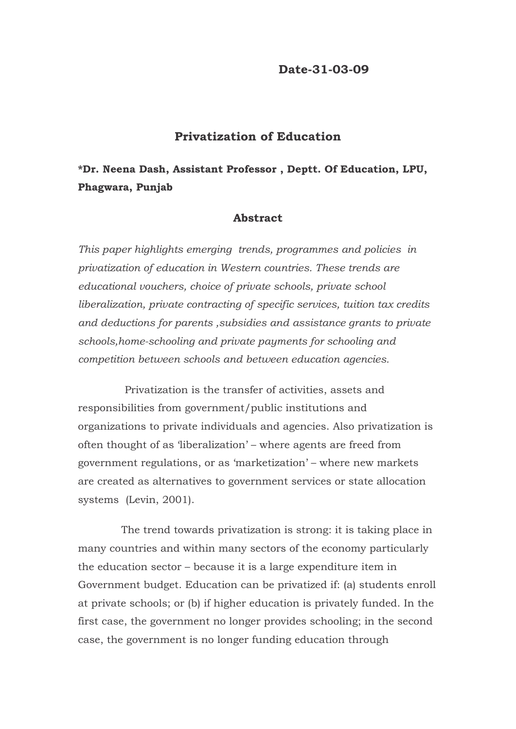**Date-31-03-09**

# Privatization of Education

**\*Dr. Neena Dash, Assistant Professor , Deptt. Of Education, LPU, Phagwara, Punjab**

## Abstract

*This paper highlights emerging trends, programmes and policies in privatization of education in Western countries. These trends are educational vouchers, choice of private schools, private school liberalization, private contracting of specific services, tuition tax credits and deductions for parents ,subsidies and assistance grants to private schools,home-schooling and private payments for schooling and competition between schools and between education agencies.*

Privatization is the transfer of activities, assets and responsibilities from government/public institutions and organizations to private individuals and agencies. Also privatization is often thought of as 'liberalization' – where agents are freed from government regulations, or as 'marketization' – where new markets are created as alternatives to government services or state allocation systems (Levin, 2001).

The trend towards privatization is strong: it is taking place in many countries and within many sectors of the economy particularly the education sector – because it is a large expenditure item in Government budget. Education can be privatized if: (a) students enroll at private schools; or (b) if higher education is privately funded. In the first case, the government no longer provides schooling; in the second case, the government is no longer funding education through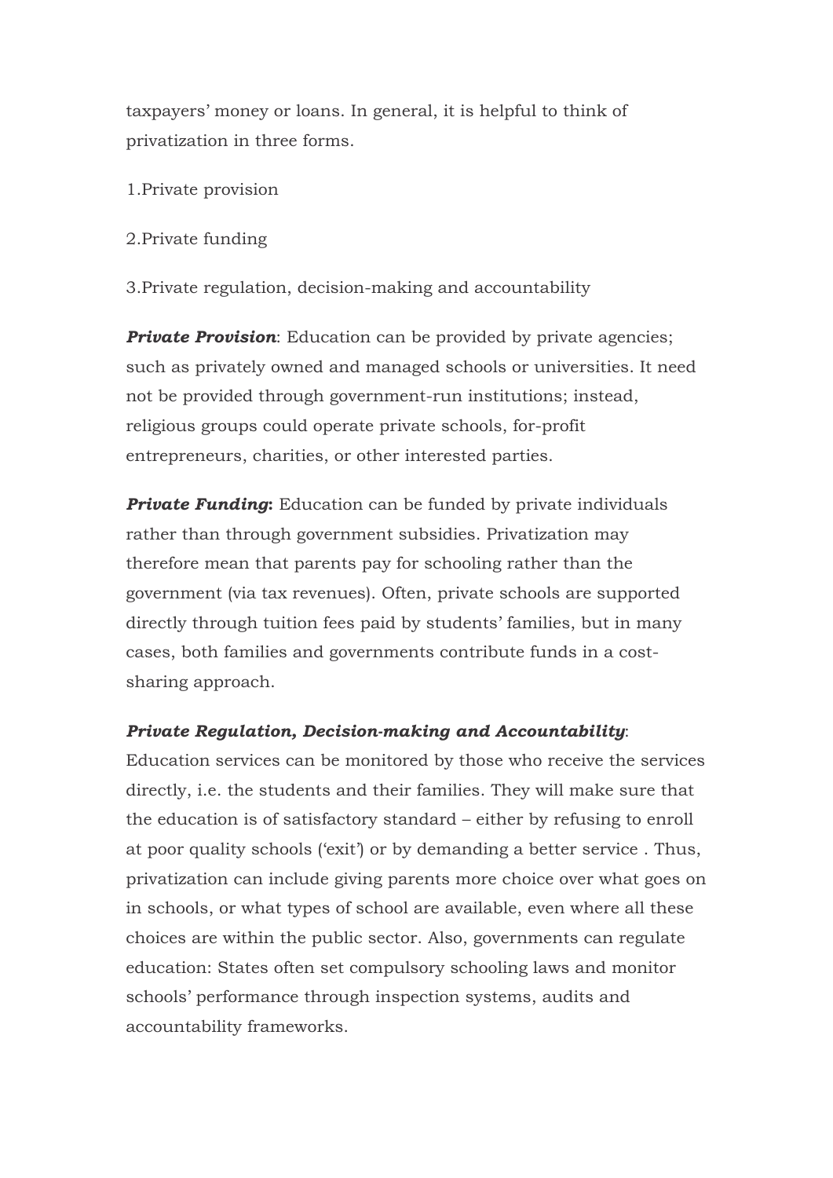taxpayers' money or loans. In general, it is helpful to think of privatization in three forms.

1.Private provision

2.Private funding

3.Private regulation, decision-making and accountability

***Private Provision***: Education can be provided by private agencies; such as privately owned and managed schools or universities. It need not be provided through government-run institutions; instead, religious groups could operate private schools, for-profit entrepreneurs, charities, or other interested parties.

***Private Funding*****:** Education can be funded by private individuals rather than through government subsidies. Privatization may therefore mean that parents pay for schooling rather than the government (via tax revenues). Often, private schools are supported directly through tuition fees paid by students' families, but in many cases, both families and governments contribute funds in a cost-sharing approach.

***Private Regulation, Decision-making and Accountability***: Education services can be monitored by those who receive the services directly, i.e. the students and their families. They will make sure that the education is of satisfactory standard – either by refusing to enroll at poor quality schools ('exit') or by demanding a better service . Thus, privatization can include giving parents more choice over what goes on in schools, or what types of school are available, even where all these choices are within the public sector. Also, governments can regulate education: States often set compulsory schooling laws and monitor schools' performance through inspection systems, audits and accountability frameworks.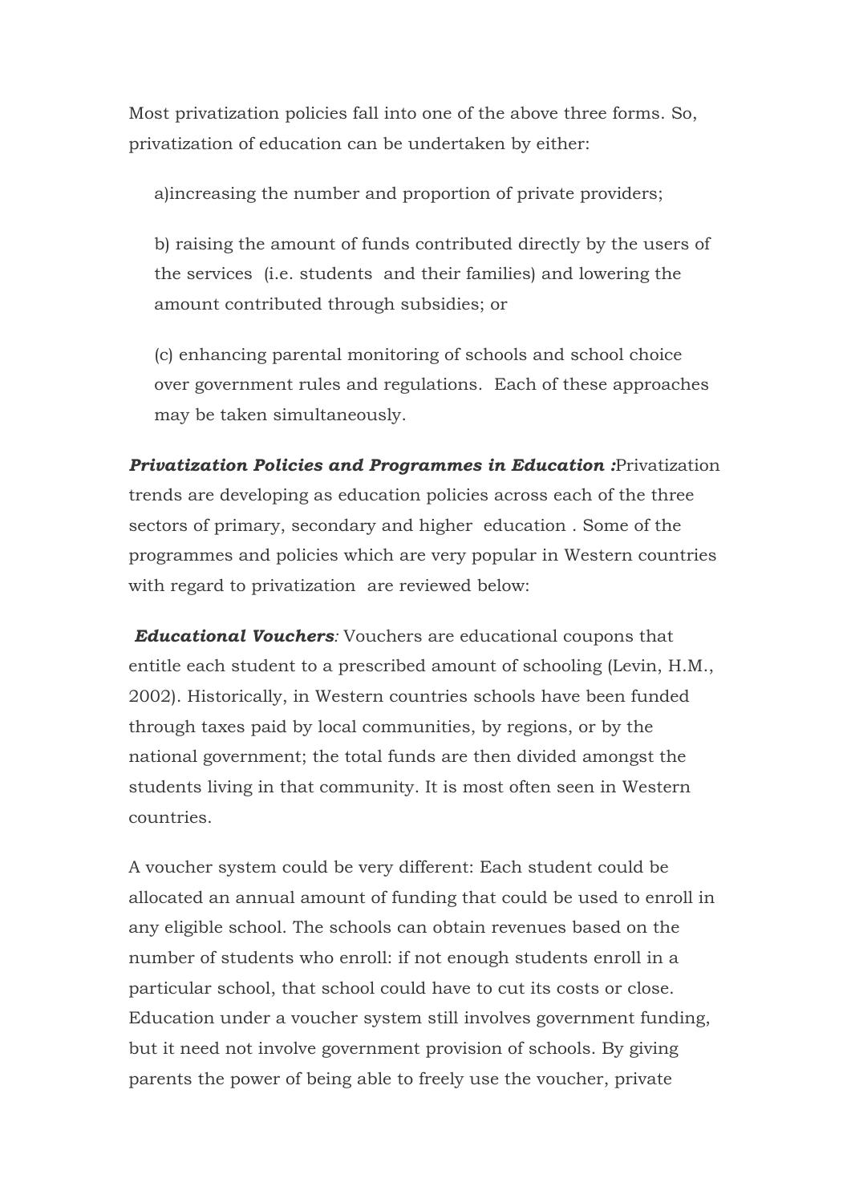Most privatization policies fall into one of the above three forms. So, privatization of education can be undertaken by either:

a)increasing the number and proportion of private providers;

b) raising the amount of funds contributed directly by the users of the services (i.e. students and their families) and lowering the amount contributed through subsidies; or

(c) enhancing parental monitoring of schools and school choice over government rules and regulations. Each of these approaches may be taken simultaneously.

***Privatization Policies and Programmes in Education :***Privatization trends are developing as education policies across each of the three sectors of primary, secondary and higher education . Some of the programmes and policies which are very popular in Western countries with regard to privatization are reviewed below:

***Educational Vouchers****:* Vouchers are educational coupons that entitle each student to a prescribed amount of schooling (Levin, H.M., 2002). Historically, in Western countries schools have been funded through taxes paid by local communities, by regions, or by the national government; the total funds are then divided amongst the students living in that community. It is most often seen in Western countries.

A voucher system could be very different: Each student could be allocated an annual amount of funding that could be used to enroll in any eligible school. The schools can obtain revenues based on the number of students who enroll: if not enough students enroll in a particular school, that school could have to cut its costs or close. Education under a voucher system still involves government funding, but it need not involve government provision of schools. By giving parents the power of being able to freely use the voucher, private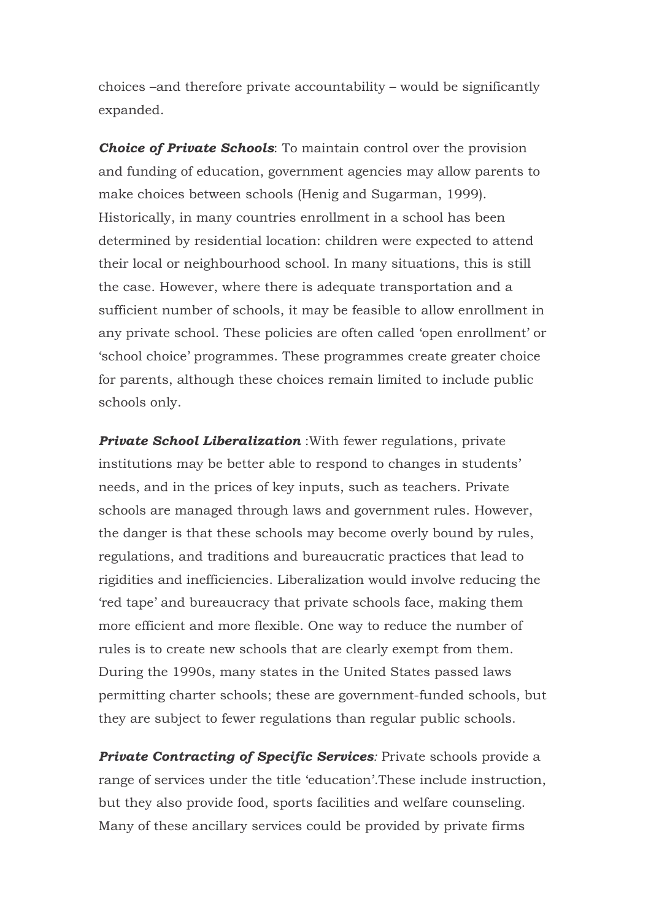choices –and therefore private accountability – would be significantly expanded.

***Choice of Private Schools***: To maintain control over the provision and funding of education, government agencies may allow parents to make choices between schools (Henig and Sugarman, 1999). Historically, in many countries enrollment in a school has been determined by residential location: children were expected to attend their local or neighbourhood school. In many situations, this is still the case. However, where there is adequate transportation and a sufficient number of schools, it may be feasible to allow enrollment in any private school. These policies are often called 'open enrollment' or 'school choice' programmes. These programmes create greater choice for parents, although these choices remain limited to include public schools only.

***Private School Liberalization*** :With fewer regulations, private institutions may be better able to respond to changes in students' needs, and in the prices of key inputs, such as teachers. Private schools are managed through laws and government rules. However, the danger is that these schools may become overly bound by rules, regulations, and traditions and bureaucratic practices that lead to rigidities and inefficiencies. Liberalization would involve reducing the 'red tape' and bureaucracy that private schools face, making them more efficient and more flexible. One way to reduce the number of rules is to create new schools that are clearly exempt from them. During the 1990s, many states in the United States passed laws permitting charter schools; these are government-funded schools, but they are subject to fewer regulations than regular public schools.

***Private Contracting of Specific Services****:* Private schools provide a range of services under the title 'education'.These include instruction, but they also provide food, sports facilities and welfare counseling. Many of these ancillary services could be provided by private firms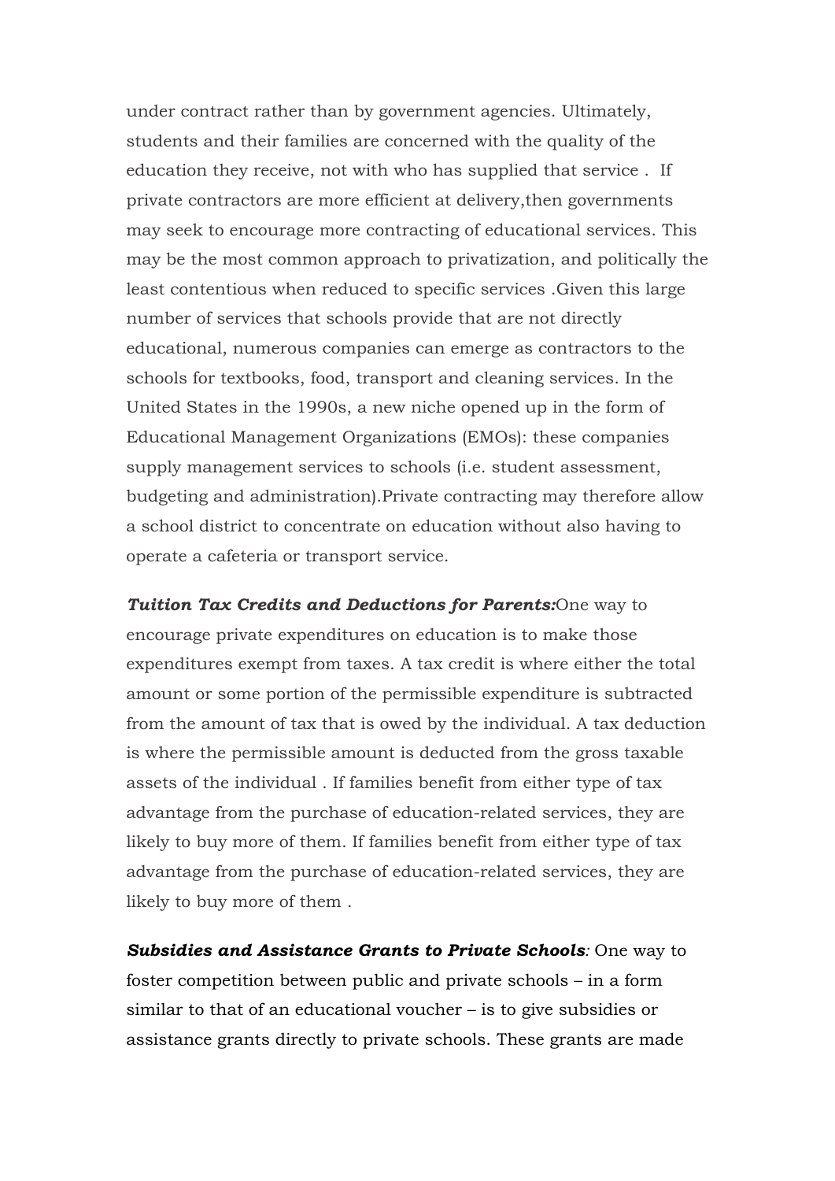under contract rather than by government agencies. Ultimately, students and their families are concerned with the quality of the education they receive, not with who has supplied that service . If private contractors are more efficient at delivery,then governments may seek to encourage more contracting of educational services. This may be the most common approach to privatization, and politically the least contentious when reduced to specific services .Given this large number of services that schools provide that are not directly educational, numerous companies can emerge as contractors to the schools for textbooks, food, transport and cleaning services. In the United States in the 1990s, a new niche opened up in the form of Educational Management Organizations (EMOs): these companies supply management services to schools (i.e. student assessment, budgeting and administration).Private contracting may therefore allow a school district to concentrate on education without also having to operate a cafeteria or transport service.

***Tuition Tax Credits and Deductions for Parents:***One way to encourage private expenditures on education is to make those expenditures exempt from taxes. A tax credit is where either the total amount or some portion of the permissible expenditure is subtracted from the amount of tax that is owed by the individual. A tax deduction is where the permissible amount is deducted from the gross taxable assets of the individual . If families benefit from either type of tax advantage from the purchase of education-related services, they are likely to buy more of them. If families benefit from either type of tax advantage from the purchase of education-related services, they are likely to buy more of them .

***Subsidies and Assistance Grants to Private Schools****:* One way to foster competition between public and private schools – in a form similar to that of an educational voucher – is to give subsidies or assistance grants directly to private schools. These grants are made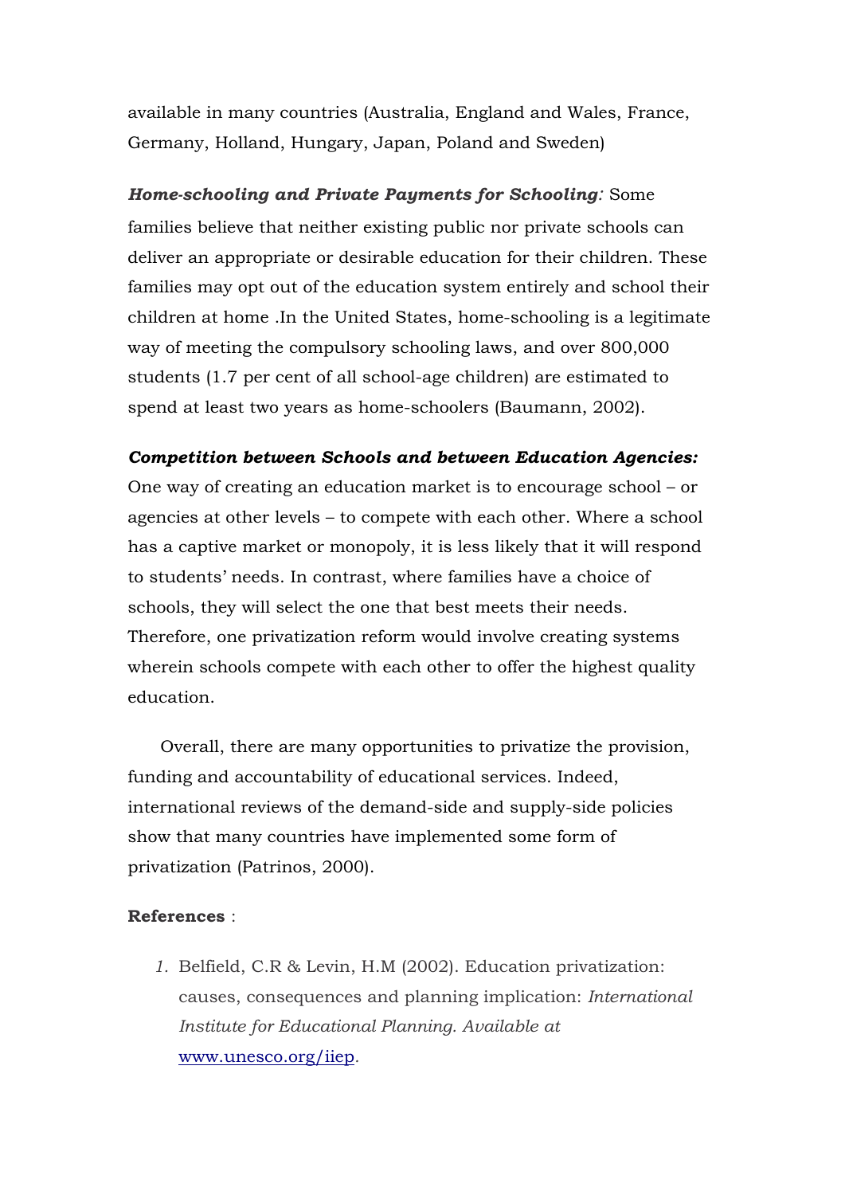available in many countries (Australia, England and Wales, France, Germany, Holland, Hungary, Japan, Poland and Sweden)

***Home-schooling and Private Payments for Schooling:*** Some families believe that neither existing public nor private schools can deliver an appropriate or desirable education for their children. These families may opt out of the education system entirely and school their children at home .In the United States, home-schooling is a legitimate way of meeting the compulsory schooling laws, and over 800,000 students (1.7 per cent of all school-age children) are estimated to spend at least two years as home-schoolers (Baumann, 2002).

***Competition between Schools and between Education Agencies:*** One way of creating an education market is to encourage school – or agencies at other levels – to compete with each other. Where a school has a captive market or monopoly, it is less likely that it will respond to students' needs. In contrast, where families have a choice of schools, they will select the one that best meets their needs. Therefore, one privatization reform would involve creating systems wherein schools compete with each other to offer the highest quality education.

Overall, there are many opportunities to privatize the provision, funding and accountability of educational services. Indeed, international reviews of the demand-side and supply-side policies show that many countries have implemented some form of privatization (Patrinos, 2000).

**References** :

1. Belfield, C.R & Levin, H.M (2002). Education privatization: causes, consequences and planning implication: *International Institute for Educational Planning. Available at* www.unesco.org/iiep.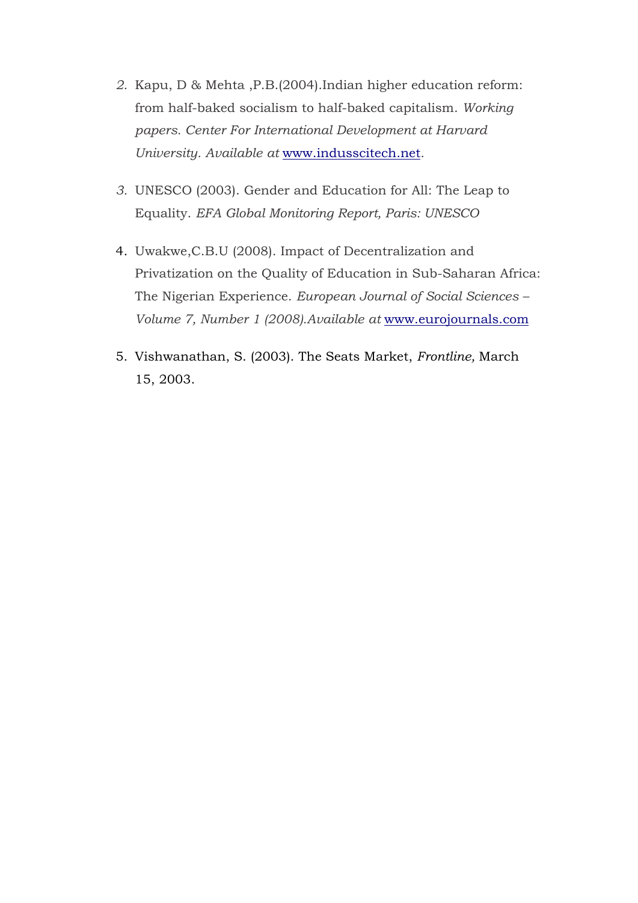2. Kapu, D & Mehta ,P.B.(2004).Indian higher education reform: from half-baked socialism to half-baked capitalism. *Working papers. Center For International Development at Harvard University. Available at* www.indusscitech.net.

3. UNESCO (2003). Gender and Education for All: The Leap to Equality. *EFA Global Monitoring Report, Paris: UNESCO*

4. Uwakwe,C.B.U (2008). Impact of Decentralization and Privatization on the Quality of Education in Sub-Saharan Africa: The Nigerian Experience. *European Journal of Social Sciences – Volume 7, Number 1 (2008).Available at* www.eurojournals.com

5. Vishwanathan, S. (2003). The Seats Market, *Frontline,* March 15, 2003.